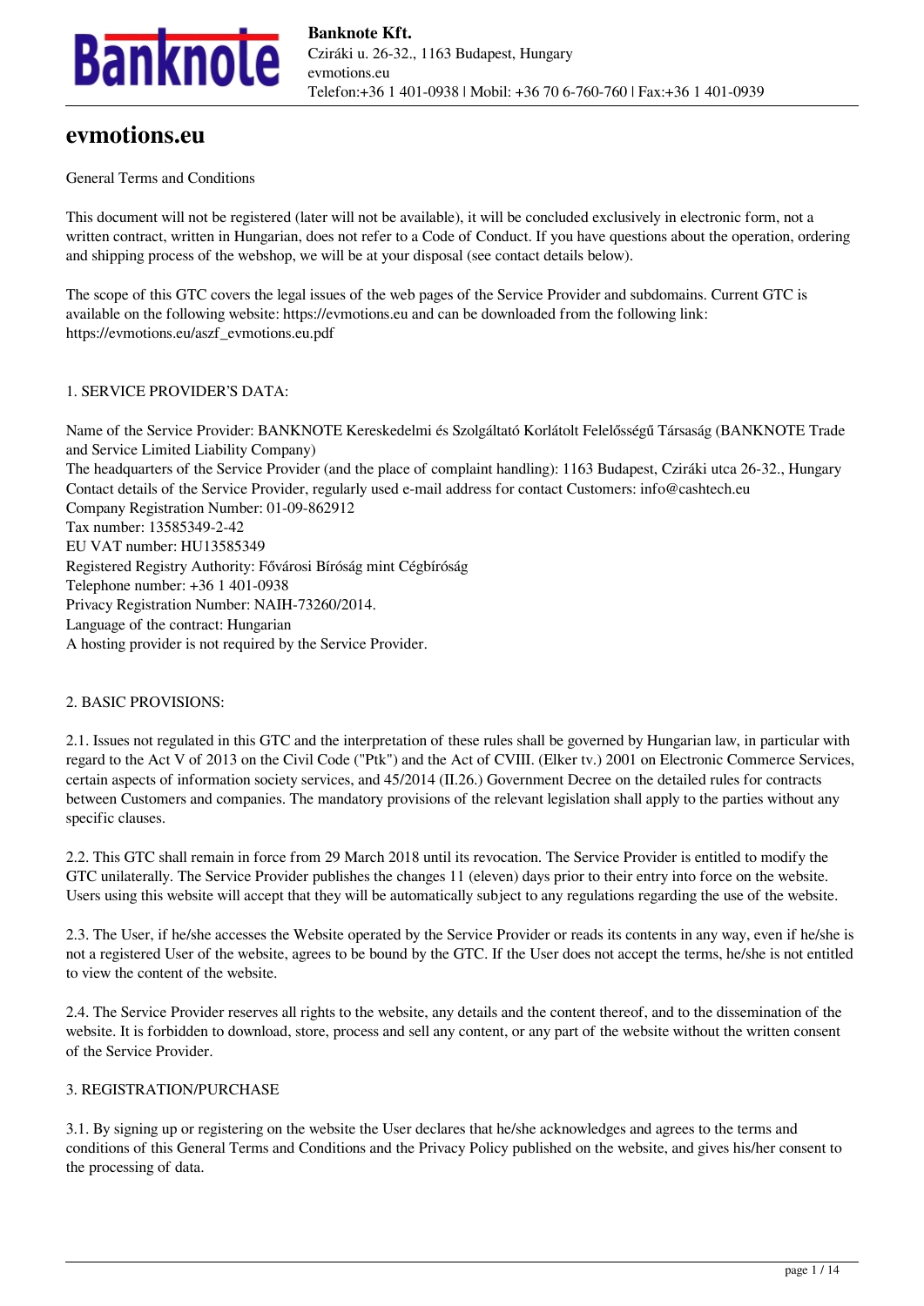# evmotions.eu

General Terms and Conditions

This document will not be registered (later will not be available), it will be concluded exclusively in electronic form, not a written contract, written in Hungarian, does not refer to a Code of Conduct. If you have questions about the operation, ordering and shipping process of the webshop, we will be at your disposal (see contact details below).

The scope of this GTC covers the legal issues of the web pages of the Service Provider and subdomains. Current GTC is available on the following website: https://evmotions.eu and can be downloaded from the following link: https://evmotions.eu/aszf_evmotions.eu.pdf

1. SERVICE PROVIDER'S DATA:

Name of the Service Provider: BANKNOTE Kereskedelmi és Szolgáltató Korlátolt Felelősségű Társaság (BANKNOTE Trade and Service Limited Liability Company)
The headquarters of the Service Provider (and the place of complaint handling): 1163 Budapest, Cziráki utca 26-32., Hungary
Contact details of the Service Provider, regularly used e-mail address for contact Customers: info@cashtech.eu
Company Registration Number: 01-09-862912
Tax number: 13585349-2-42
EU VAT number: HU13585349
Registered Registry Authority: Fővárosi Bíróság mint Cégbíróság
Telephone number: +36 1 401-0938
Privacy Registration Number: NAIH-73260/2014.
Language of the contract: Hungarian
A hosting provider is not required by the Service Provider.

2. BASIC PROVISIONS:

2.1. Issues not regulated in this GTC and the interpretation of these rules shall be governed by Hungarian law, in particular with regard to the Act V of 2013 on the Civil Code ("Ptk") and the Act of CVIII. (Elker tv.) 2001 on Electronic Commerce Services, certain aspects of information society services, and 45/2014 (II.26.) Government Decree on the detailed rules for contracts between Customers and companies. The mandatory provisions of the relevant legislation shall apply to the parties without any specific clauses.

2.2. This GTC shall remain in force from 29 March 2018 until its revocation. The Service Provider is entitled to modify the GTC unilaterally. The Service Provider publishes the changes 11 (eleven) days prior to their entry into force on the website. Users using this website will accept that they will be automatically subject to any regulations regarding the use of the website.

2.3. The User, if he/she accesses the Website operated by the Service Provider or reads its contents in any way, even if he/she is not a registered User of the website, agrees to be bound by the GTC. If the User does not accept the terms, he/she is not entitled to view the content of the website.

2.4. The Service Provider reserves all rights to the website, any details and the content thereof, and to the dissemination of the website. It is forbidden to download, store, process and sell any content, or any part of the website without the written consent of the Service Provider.

3. REGISTRATION/PURCHASE

3.1. By signing up or registering on the website the User declares that he/she acknowledges and agrees to the terms and conditions of this General Terms and Conditions and the Privacy Policy published on the website, and gives his/her consent to the processing of data.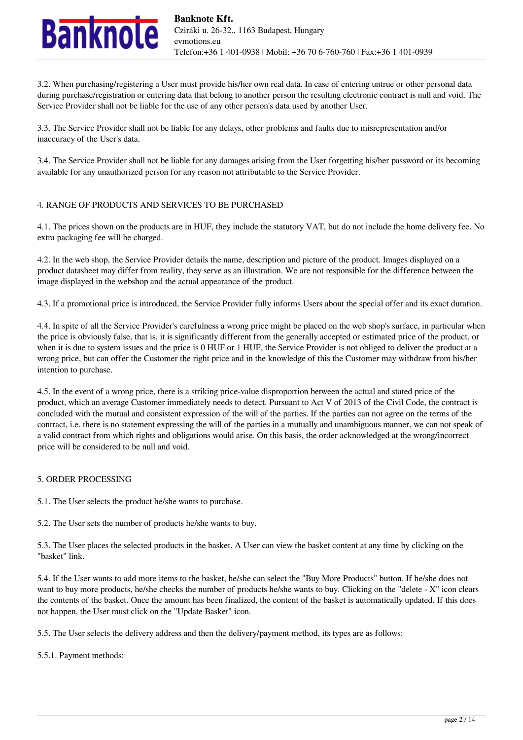3.2. When purchasing/registering a User must provide his/her own real data. In case of entering untrue or other personal data during purchase/registration or entering data that belong to another person the resulting electronic contract is null and void. The Service Provider shall not be liable for the use of any other person's data used by another User.

3.3. The Service Provider shall not be liable for any delays, other problems and faults due to misrepresentation and/or inaccuracy of the User's data.

3.4. The Service Provider shall not be liable for any damages arising from the User forgetting his/her password or its becoming available for any unauthorized person for any reason not attributable to the Service Provider.

## 4. RANGE OF PRODUCTS AND SERVICES TO BE PURCHASED

4.1. The prices shown on the products are in HUF, they include the statutory VAT, but do not include the home delivery fee. No extra packaging fee will be charged.

4.2. In the web shop, the Service Provider details the name, description and picture of the product. Images displayed on a product datasheet may differ from reality, they serve as an illustration. We are not responsible for the difference between the image displayed in the webshop and the actual appearance of the product.

4.3. If a promotional price is introduced, the Service Provider fully informs Users about the special offer and its exact duration.

4.4. In spite of all the Service Provider's carefulness a wrong price might be placed on the web shop's surface, in particular when the price is obviously false, that is, it is significantly different from the generally accepted or estimated price of the product, or when it is due to system issues and the price is 0 HUF or 1 HUF, the Service Provider is not obliged to deliver the product at a wrong price, but can offer the Customer the right price and in the knowledge of this the Customer may withdraw from his/her intention to purchase.

4.5. In the event of a wrong price, there is a striking price-value disproportion between the actual and stated price of the product, which an average Customer immediately needs to detect. Pursuant to Act V of 2013 of the Civil Code, the contract is concluded with the mutual and consistent expression of the will of the parties. If the parties can not agree on the terms of the contract, i.e. there is no statement expressing the will of the parties in a mutually and unambiguous manner, we can not speak of a valid contract from which rights and obligations would arise. On this basis, the order acknowledged at the wrong/incorrect price will be considered to be null and void.

## 5. ORDER PROCESSING

5.1. The User selects the product he/she wants to purchase.

5.2. The User sets the number of products he/she wants to buy.

5.3. The User places the selected products in the basket. A User can view the basket content at any time by clicking on the "basket" link.

5.4. If the User wants to add more items to the basket, he/she can select the "Buy More Products" button. If he/she does not want to buy more products, he/she checks the number of products he/she wants to buy. Clicking on the "delete - X" icon clears the contents of the basket. Once the amount has been finalized, the content of the basket is automatically updated. If this does not happen, the User must click on the "Update Basket" icon.

5.5. The User selects the delivery address and then the delivery/payment method, its types are as follows:

5.5.1. Payment methods: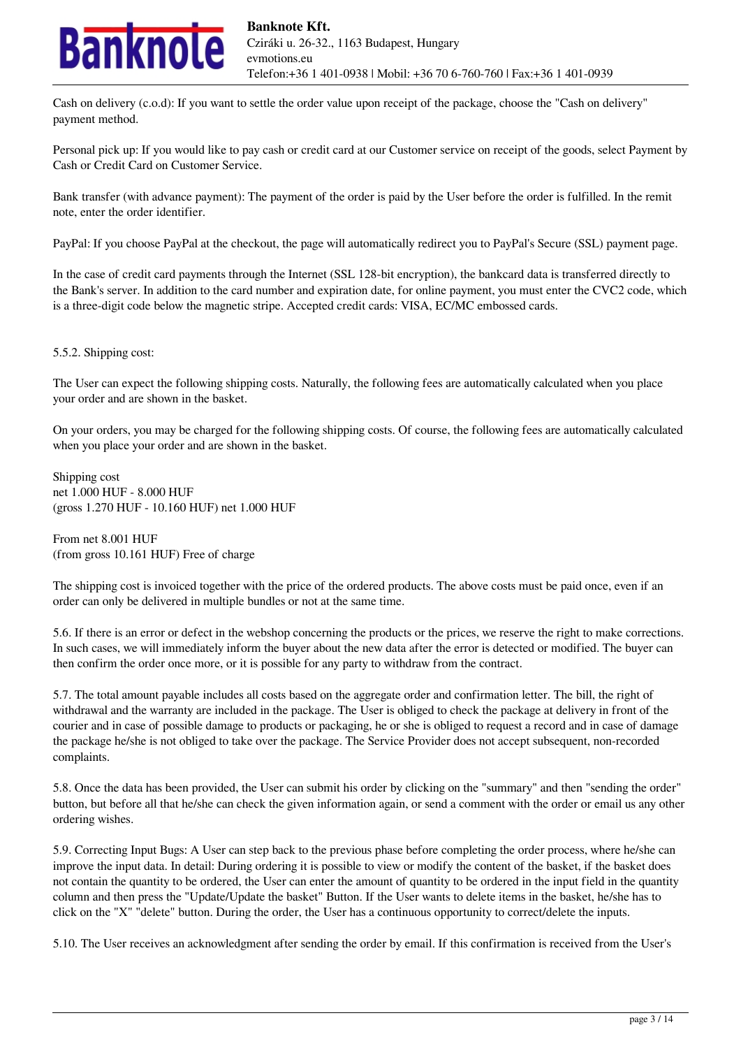Cash on delivery (c.o.d): If you want to settle the order value upon receipt of the package, choose the "Cash on delivery" payment method.

Personal pick up: If you would like to pay cash or credit card at our Customer service on receipt of the goods, select Payment by Cash or Credit Card on Customer Service.

Bank transfer (with advance payment): The payment of the order is paid by the User before the order is fulfilled. In the remit note, enter the order identifier.

PayPal: If you choose PayPal at the checkout, the page will automatically redirect you to PayPal's Secure (SSL) payment page.

In the case of credit card payments through the Internet (SSL 128-bit encryption), the bankcard data is transferred directly to the Bank's server. In addition to the card number and expiration date, for online payment, you must enter the CVC2 code, which is a three-digit code below the magnetic stripe. Accepted credit cards: VISA, EC/MC embossed cards.

5.5.2. Shipping cost:

The User can expect the following shipping costs. Naturally, the following fees are automatically calculated when you place your order and are shown in the basket.

On your orders, you may be charged for the following shipping costs. Of course, the following fees are automatically calculated when you place your order and are shown in the basket.

Shipping cost
net 1.000 HUF - 8.000 HUF
(gross 1.270 HUF - 10.160 HUF) net 1.000 HUF

From net 8.001 HUF
(from gross 10.161 HUF) Free of charge

The shipping cost is invoiced together with the price of the ordered products. The above costs must be paid once, even if an order can only be delivered in multiple bundles or not at the same time.

5.6. If there is an error or defect in the webshop concerning the products or the prices, we reserve the right to make corrections. In such cases, we will immediately inform the buyer about the new data after the error is detected or modified. The buyer can then confirm the order once more, or it is possible for any party to withdraw from the contract.

5.7. The total amount payable includes all costs based on the aggregate order and confirmation letter. The bill, the right of withdrawal and the warranty are included in the package. The User is obliged to check the package at delivery in front of the courier and in case of possible damage to products or packaging, he or she is obliged to request a record and in case of damage the package he/she is not obliged to take over the package. The Service Provider does not accept subsequent, non-recorded complaints.

5.8. Once the data has been provided, the User can submit his order by clicking on the "summary" and then "sending the order" button, but before all that he/she can check the given information again, or send a comment with the order or email us any other ordering wishes.

5.9. Correcting Input Bugs: A User can step back to the previous phase before completing the order process, where he/she can improve the input data. In detail: During ordering it is possible to view or modify the content of the basket, if the basket does not contain the quantity to be ordered, the User can enter the amount of quantity to be ordered in the input field in the quantity column and then press the "Update/Update the basket" Button. If the User wants to delete items in the basket, he/she has to click on the "X" "delete" button. During the order, the User has a continuous opportunity to correct/delete the inputs.

5.10. The User receives an acknowledgment after sending the order by email. If this confirmation is received from the User's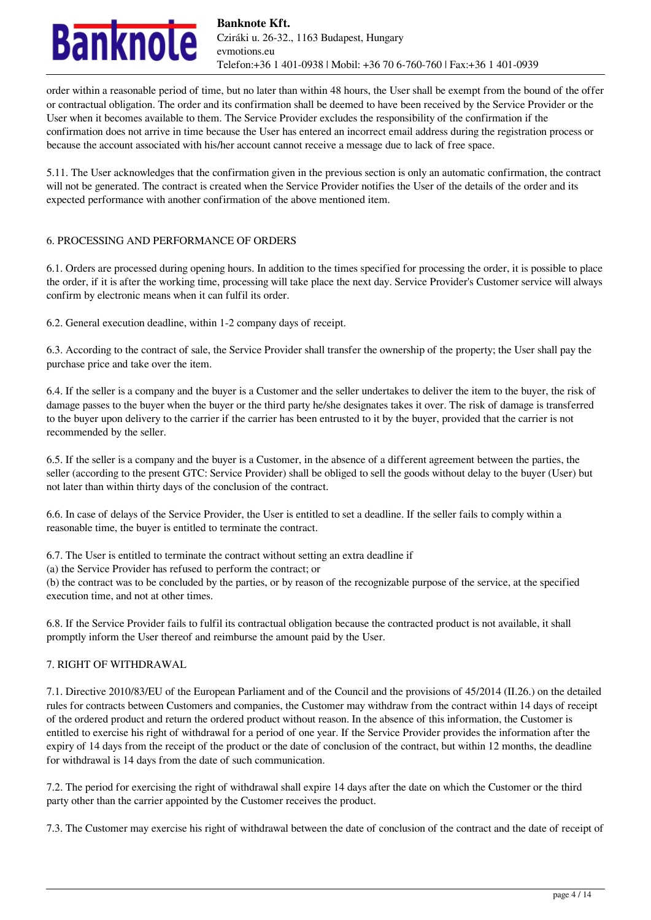order within a reasonable period of time, but no later than within 48 hours, the User shall be exempt from the bound of the offer or contractual obligation. The order and its confirmation shall be deemed to have been received by the Service Provider or the User when it becomes available to them. The Service Provider excludes the responsibility of the confirmation if the confirmation does not arrive in time because the User has entered an incorrect email address during the registration process or because the account associated with his/her account cannot receive a message due to lack of free space.

5.11. The User acknowledges that the confirmation given in the previous section is only an automatic confirmation, the contract will not be generated. The contract is created when the Service Provider notifies the User of the details of the order and its expected performance with another confirmation of the above mentioned item.

## 6. PROCESSING AND PERFORMANCE OF ORDERS

6.1. Orders are processed during opening hours. In addition to the times specified for processing the order, it is possible to place the order, if it is after the working time, processing will take place the next day. Service Provider's Customer service will always confirm by electronic means when it can fulfil its order.

6.2. General execution deadline, within 1-2 company days of receipt.

6.3. According to the contract of sale, the Service Provider shall transfer the ownership of the property; the User shall pay the purchase price and take over the item.

6.4. If the seller is a company and the buyer is a Customer and the seller undertakes to deliver the item to the buyer, the risk of damage passes to the buyer when the buyer or the third party he/she designates takes it over. The risk of damage is transferred to the buyer upon delivery to the carrier if the carrier has been entrusted to it by the buyer, provided that the carrier is not recommended by the seller.

6.5. If the seller is a company and the buyer is a Customer, in the absence of a different agreement between the parties, the seller (according to the present GTC: Service Provider) shall be obliged to sell the goods without delay to the buyer (User) but not later than within thirty days of the conclusion of the contract.

6.6. In case of delays of the Service Provider, the User is entitled to set a deadline. If the seller fails to comply within a reasonable time, the buyer is entitled to terminate the contract.

6.7. The User is entitled to terminate the contract without setting an extra deadline if
(a) the Service Provider has refused to perform the contract; or
(b) the contract was to be concluded by the parties, or by reason of the recognizable purpose of the service, at the specified execution time, and not at other times.

6.8. If the Service Provider fails to fulfil its contractual obligation because the contracted product is not available, it shall promptly inform the User thereof and reimburse the amount paid by the User.

## 7. RIGHT OF WITHDRAWAL

7.1. Directive 2010/83/EU of the European Parliament and of the Council and the provisions of 45/2014 (II.26.) on the detailed rules for contracts between Customers and companies, the Customer may withdraw from the contract within 14 days of receipt of the ordered product and return the ordered product without reason. In the absence of this information, the Customer is entitled to exercise his right of withdrawal for a period of one year. If the Service Provider provides the information after the expiry of 14 days from the receipt of the product or the date of conclusion of the contract, but within 12 months, the deadline for withdrawal is 14 days from the date of such communication.

7.2. The period for exercising the right of withdrawal shall expire 14 days after the date on which the Customer or the third party other than the carrier appointed by the Customer receives the product.

7.3. The Customer may exercise his right of withdrawal between the date of conclusion of the contract and the date of receipt of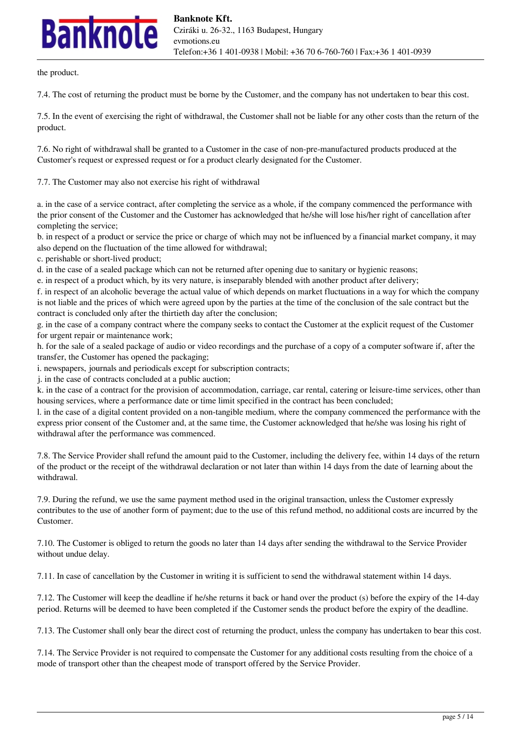the product.

7.4. The cost of returning the product must be borne by the Customer, and the company has not undertaken to bear this cost.

7.5. In the event of exercising the right of withdrawal, the Customer shall not be liable for any other costs than the return of the product.

7.6. No right of withdrawal shall be granted to a Customer in the case of non-pre-manufactured products produced at the Customer's request or expressed request or for a product clearly designated for the Customer.

7.7. The Customer may also not exercise his right of withdrawal

a. in the case of a service contract, after completing the service as a whole, if the company commenced the performance with the prior consent of the Customer and the Customer has acknowledged that he/she will lose his/her right of cancellation after completing the service;
b. in respect of a product or service the price or charge of which may not be influenced by a financial market company, it may also depend on the fluctuation of the time allowed for withdrawal;
c. perishable or short-lived product;
d. in the case of a sealed package which can not be returned after opening due to sanitary or hygienic reasons;
e. in respect of a product which, by its very nature, is inseparably blended with another product after delivery;
f. in respect of an alcoholic beverage the actual value of which depends on market fluctuations in a way for which the company is not liable and the prices of which were agreed upon by the parties at the time of the conclusion of the sale contract but the contract is concluded only after the thirtieth day after the conclusion;
g. in the case of a company contract where the company seeks to contact the Customer at the explicit request of the Customer for urgent repair or maintenance work;
h. for the sale of a sealed package of audio or video recordings and the purchase of a copy of a computer software if, after the transfer, the Customer has opened the packaging;
i. newspapers, journals and periodicals except for subscription contracts;
j. in the case of contracts concluded at a public auction;
k. in the case of a contract for the provision of accommodation, carriage, car rental, catering or leisure-time services, other than housing services, where a performance date or time limit specified in the contract has been concluded;
l. in the case of a digital content provided on a non-tangible medium, where the company commenced the performance with the express prior consent of the Customer and, at the same time, the Customer acknowledged that he/she was losing his right of withdrawal after the performance was commenced.

7.8. The Service Provider shall refund the amount paid to the Customer, including the delivery fee, within 14 days of the return of the product or the receipt of the withdrawal declaration or not later than within 14 days from the date of learning about the withdrawal.

7.9. During the refund, we use the same payment method used in the original transaction, unless the Customer expressly contributes to the use of another form of payment; due to the use of this refund method, no additional costs are incurred by the Customer.

7.10. The Customer is obliged to return the goods no later than 14 days after sending the withdrawal to the Service Provider without undue delay.

7.11. In case of cancellation by the Customer in writing it is sufficient to send the withdrawal statement within 14 days.

7.12. The Customer will keep the deadline if he/she returns it back or hand over the product (s) before the expiry of the 14-day period. Returns will be deemed to have been completed if the Customer sends the product before the expiry of the deadline.

7.13. The Customer shall only bear the direct cost of returning the product, unless the company has undertaken to bear this cost.

7.14. The Service Provider is not required to compensate the Customer for any additional costs resulting from the choice of a mode of transport other than the cheapest mode of transport offered by the Service Provider.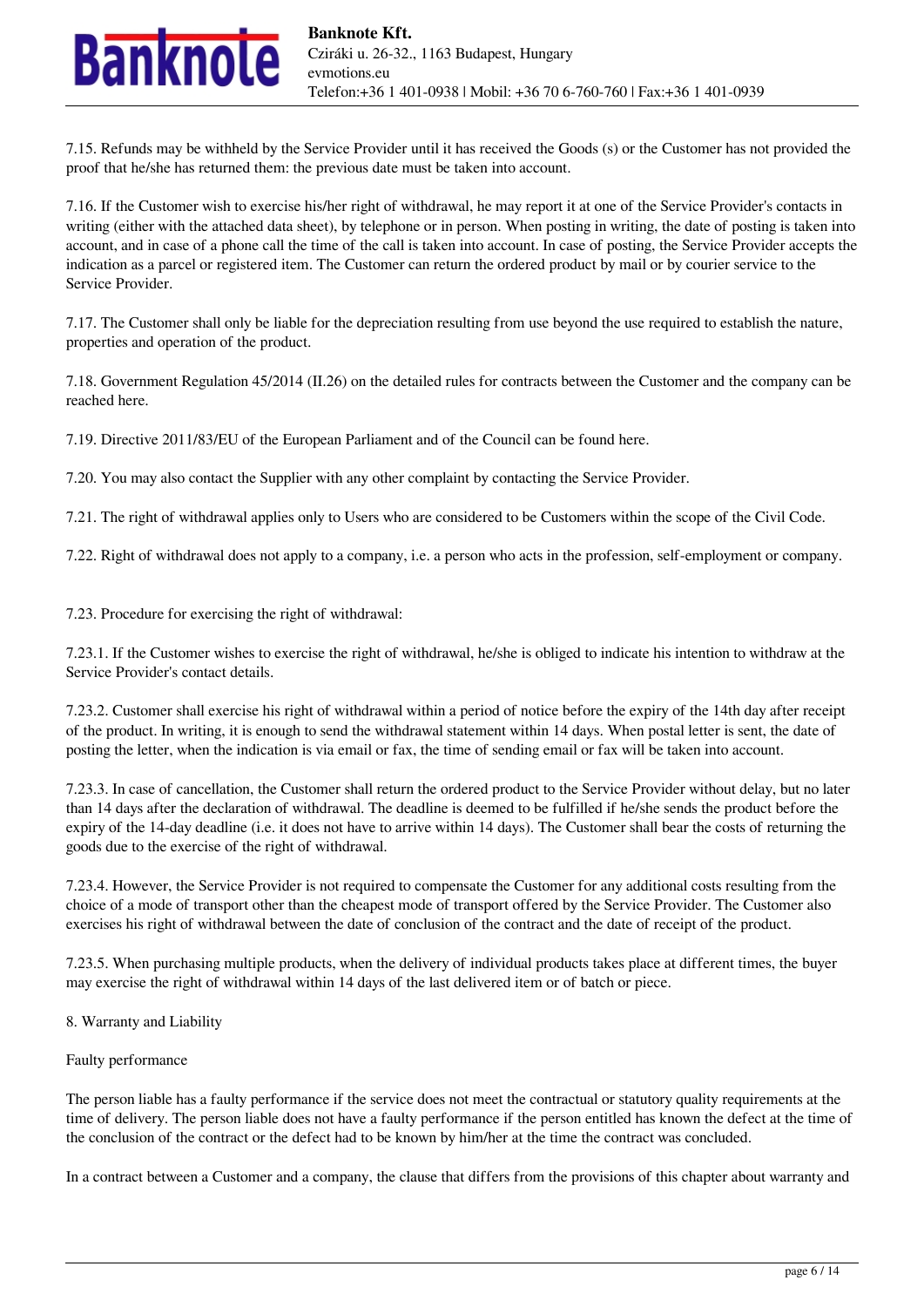7.15. Refunds may be withheld by the Service Provider until it has received the Goods (s) or the Customer has not provided the proof that he/she has returned them: the previous date must be taken into account.

7.16. If the Customer wish to exercise his/her right of withdrawal, he may report it at one of the Service Provider's contacts in writing (either with the attached data sheet), by telephone or in person. When posting in writing, the date of posting is taken into account, and in case of a phone call the time of the call is taken into account. In case of posting, the Service Provider accepts the indication as a parcel or registered item. The Customer can return the ordered product by mail or by courier service to the Service Provider.

7.17. The Customer shall only be liable for the depreciation resulting from use beyond the use required to establish the nature, properties and operation of the product.

7.18. Government Regulation 45/2014 (II.26) on the detailed rules for contracts between the Customer and the company can be reached here.

7.19. Directive 2011/83/EU of the European Parliament and of the Council can be found here.

7.20. You may also contact the Supplier with any other complaint by contacting the Service Provider.

7.21. The right of withdrawal applies only to Users who are considered to be Customers within the scope of the Civil Code.

7.22. Right of withdrawal does not apply to a company, i.e. a person who acts in the profession, self-employment or company.

7.23. Procedure for exercising the right of withdrawal:

7.23.1. If the Customer wishes to exercise the right of withdrawal, he/she is obliged to indicate his intention to withdraw at the Service Provider's contact details.

7.23.2. Customer shall exercise his right of withdrawal within a period of notice before the expiry of the 14th day after receipt of the product. In writing, it is enough to send the withdrawal statement within 14 days. When postal letter is sent, the date of posting the letter, when the indication is via email or fax, the time of sending email or fax will be taken into account.

7.23.3. In case of cancellation, the Customer shall return the ordered product to the Service Provider without delay, but no later than 14 days after the declaration of withdrawal. The deadline is deemed to be fulfilled if he/she sends the product before the expiry of the 14-day deadline (i.e. it does not have to arrive within 14 days). The Customer shall bear the costs of returning the goods due to the exercise of the right of withdrawal.

7.23.4. However, the Service Provider is not required to compensate the Customer for any additional costs resulting from the choice of a mode of transport other than the cheapest mode of transport offered by the Service Provider. The Customer also exercises his right of withdrawal between the date of conclusion of the contract and the date of receipt of the product.

7.23.5. When purchasing multiple products, when the delivery of individual products takes place at different times, the buyer may exercise the right of withdrawal within 14 days of the last delivered item or of batch or piece.

## 8. Warranty and Liability

### Faulty performance

The person liable has a faulty performance if the service does not meet the contractual or statutory quality requirements at the time of delivery. The person liable does not have a faulty performance if the person entitled has known the defect at the time of the conclusion of the contract or the defect had to be known by him/her at the time the contract was concluded.

In a contract between a Customer and a company, the clause that differs from the provisions of this chapter about warranty and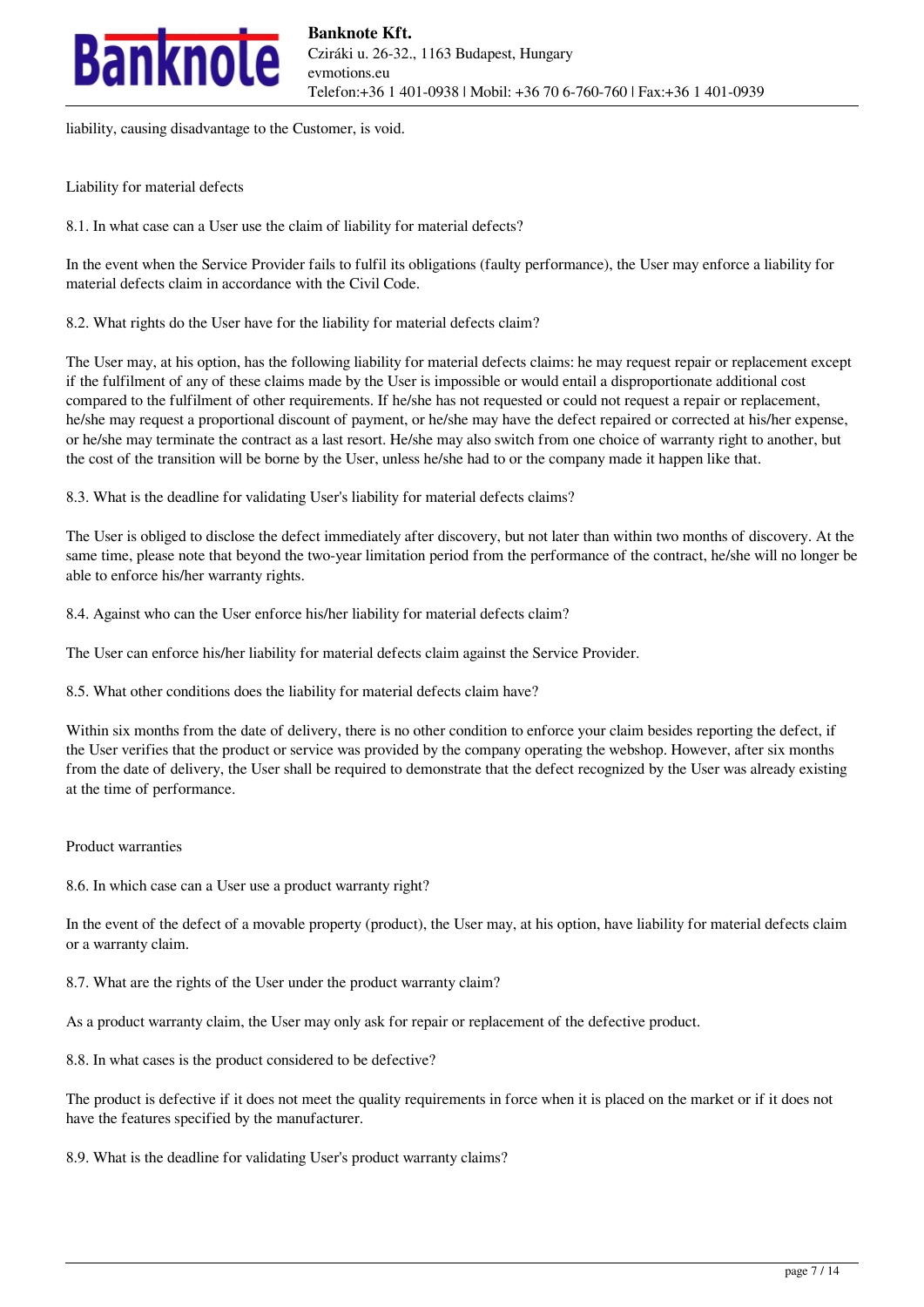liability, causing disadvantage to the Customer, is void.

## Liability for material defects

8.1. In what case can a User use the claim of liability for material defects?

In the event when the Service Provider fails to fulfil its obligations (faulty performance), the User may enforce a liability for material defects claim in accordance with the Civil Code.

8.2. What rights do the User have for the liability for material defects claim?

The User may, at his option, has the following liability for material defects claims: he may request repair or replacement except if the fulfilment of any of these claims made by the User is impossible or would entail a disproportionate additional cost compared to the fulfilment of other requirements. If he/she has not requested or could not request a repair or replacement, he/she may request a proportional discount of payment, or he/she may have the defect repaired or corrected at his/her expense, or he/she may terminate the contract as a last resort. He/She may also switch from one choice of warranty right to another, but the cost of the transition will be borne by the User, unless he/she had to or the company made it happen like that.

8.3. What is the deadline for validating User's liability for material defects claims?

The User is obliged to disclose the defect immediately after discovery, but not later than within two months of discovery. At the same time, please note that beyond the two-year limitation period from the performance of the contract, he/she will no longer be able to enforce his/her warranty rights.

8.4. Against who can the User enforce his/her liability for material defects claim?

The User can enforce his/her liability for material defects claim against the Service Provider.

8.5. What other conditions does the liability for material defects claim have?

Within six months from the date of delivery, there is no other condition to enforce your claim besides reporting the defect, if the User verifies that the product or service was provided by the company operating the webshop. However, after six months from the date of delivery, the User shall be required to demonstrate that the defect recognized by the User was already existing at the time of performance.

## Product warranties

8.6. In which case can a User use a product warranty right?

In the event of the defect of a movable property (product), the User may, at his option, have liability for material defects claim or a warranty claim.

8.7. What are the rights of the User under the product warranty claim?

As a product warranty claim, the User may only ask for repair or replacement of the defective product.

8.8. In what cases is the product considered to be defective?

The product is defective if it does not meet the quality requirements in force when it is placed on the market or if it does not have the features specified by the manufacturer.

8.9. What is the deadline for validating User's product warranty claims?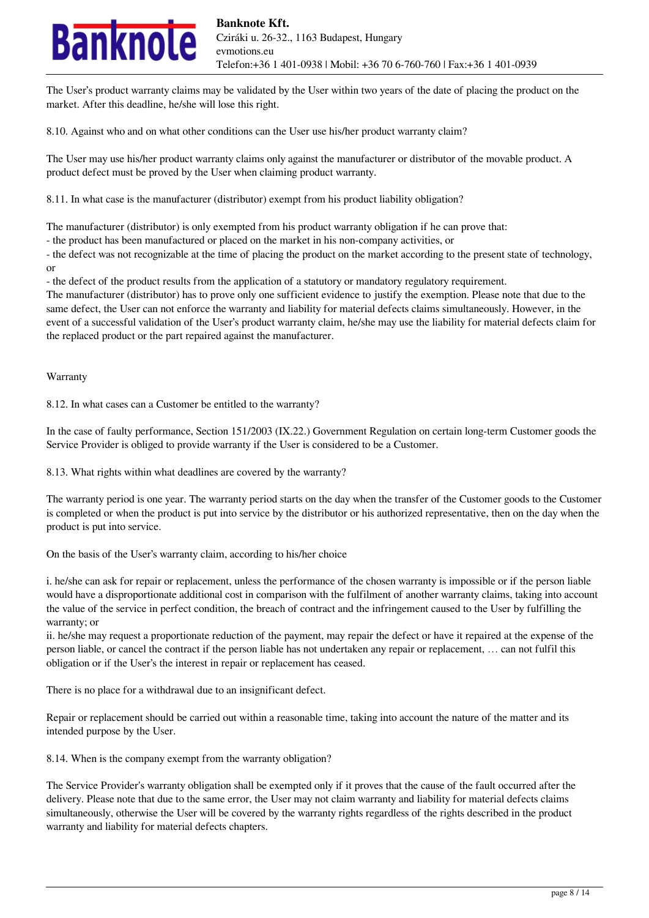The User's product warranty claims may be validated by the User within two years of the date of placing the product on the market. After this deadline, he/she will lose this right.

8.10. Against who and on what other conditions can the User use his/her product warranty claim?

The User may use his/her product warranty claims only against the manufacturer or distributor of the movable product. A product defect must be proved by the User when claiming product warranty.

8.11. In what case is the manufacturer (distributor) exempt from his product liability obligation?

The manufacturer (distributor) is only exempted from his product warranty obligation if he can prove that:
- the product has been manufactured or placed on the market in his non-company activities, or
- the defect was not recognizable at the time of placing the product on the market according to the present state of technology, or
- the defect of the product results from the application of a statutory or mandatory regulatory requirement.

The manufacturer (distributor) has to prove only one sufficient evidence to justify the exemption. Please note that due to the same defect, the User can not enforce the warranty and liability for material defects claims simultaneously. However, in the event of a successful validation of the User's product warranty claim, he/she may use the liability for material defects claim for the replaced product or the part repaired against the manufacturer.

Warranty

8.12. In what cases can a Customer be entitled to the warranty?

In the case of faulty performance, Section 151/2003 (IX.22.) Government Regulation on certain long-term Customer goods the Service Provider is obliged to provide warranty if the User is considered to be a Customer.

8.13. What rights within what deadlines are covered by the warranty?

The warranty period is one year. The warranty period starts on the day when the transfer of the Customer goods to the Customer is completed or when the product is put into service by the distributor or his authorized representative, then on the day when the product is put into service.

On the basis of the User's warranty claim, according to his/her choice

i. he/she can ask for repair or replacement, unless the performance of the chosen warranty is impossible or if the person liable would have a disproportionate additional cost in comparison with the fulfilment of another warranty claims, taking into account the value of the service in perfect condition, the breach of contract and the infringement caused to the User by fulfilling the warranty; or

ii. he/she may request a proportionate reduction of the payment, may repair the defect or have it repaired at the expense of the person liable, or cancel the contract if the person liable has not undertaken any repair or replacement, … can not fulfil this obligation or if the User's the interest in repair or replacement has ceased.

There is no place for a withdrawal due to an insignificant defect.

Repair or replacement should be carried out within a reasonable time, taking into account the nature of the matter and its intended purpose by the User.

8.14. When is the company exempt from the warranty obligation?

The Service Provider's warranty obligation shall be exempted only if it proves that the cause of the fault occurred after the delivery. Please note that due to the same error, the User may not claim warranty and liability for material defects claims simultaneously, otherwise the User will be covered by the warranty rights regardless of the rights described in the product warranty and liability for material defects chapters.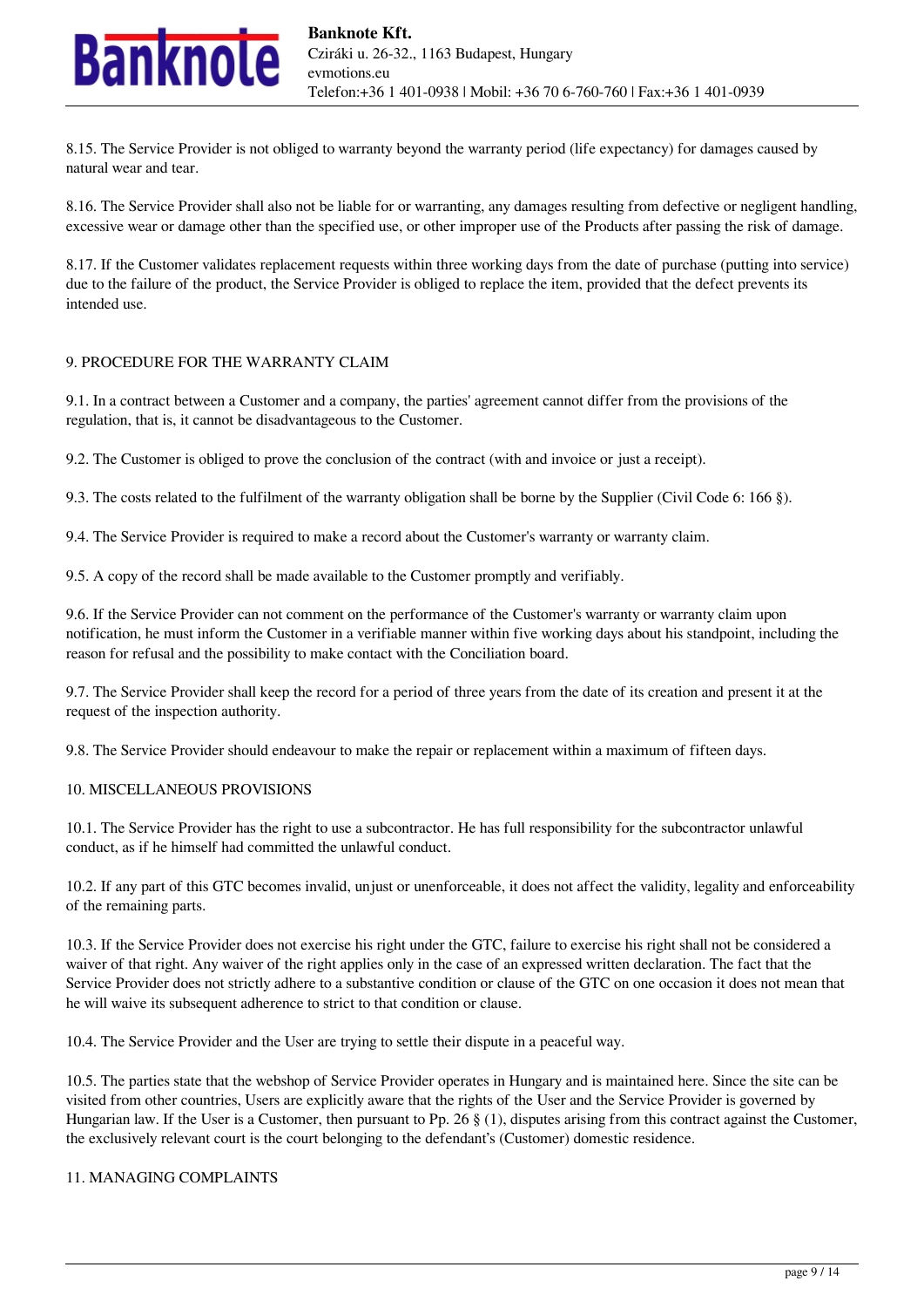8.15. The Service Provider is not obliged to warranty beyond the warranty period (life expectancy) for damages caused by natural wear and tear.

8.16. The Service Provider shall also not be liable for or warranting, any damages resulting from defective or negligent handling, excessive wear or damage other than the specified use, or other improper use of the Products after passing the risk of damage.

8.17. If the Customer validates replacement requests within three working days from the date of purchase (putting into service) due to the failure of the product, the Service Provider is obliged to replace the item, provided that the defect prevents its intended use.

## 9. PROCEDURE FOR THE WARRANTY CLAIM

9.1. In a contract between a Customer and a company, the parties' agreement cannot differ from the provisions of the regulation, that is, it cannot be disadvantageous to the Customer.

9.2. The Customer is obliged to prove the conclusion of the contract (with and invoice or just a receipt).

9.3. The costs related to the fulfilment of the warranty obligation shall be borne by the Supplier (Civil Code 6: 166 §).

9.4. The Service Provider is required to make a record about the Customer's warranty or warranty claim.

9.5. A copy of the record shall be made available to the Customer promptly and verifiably.

9.6. If the Service Provider can not comment on the performance of the Customer's warranty or warranty claim upon notification, he must inform the Customer in a verifiable manner within five working days about his standpoint, including the reason for refusal and the possibility to make contact with the Conciliation board.

9.7. The Service Provider shall keep the record for a period of three years from the date of its creation and present it at the request of the inspection authority.

9.8. The Service Provider should endeavour to make the repair or replacement within a maximum of fifteen days.

## 10. MISCELLANEOUS PROVISIONS

10.1. The Service Provider has the right to use a subcontractor. He has full responsibility for the subcontractor unlawful conduct, as if he himself had committed the unlawful conduct.

10.2. If any part of this GTC becomes invalid, unjust or unenforceable, it does not affect the validity, legality and enforceability of the remaining parts.

10.3. If the Service Provider does not exercise his right under the GTC, failure to exercise his right shall not be considered a waiver of that right. Any waiver of the right applies only in the case of an expressed written declaration. The fact that the Service Provider does not strictly adhere to a substantive condition or clause of the GTC on one occasion it does not mean that he will waive its subsequent adherence to strict to that condition or clause.

10.4. The Service Provider and the User are trying to settle their dispute in a peaceful way.

10.5. The parties state that the webshop of Service Provider operates in Hungary and is maintained here. Since the site can be visited from other countries, Users are explicitly aware that the rights of the User and the Service Provider is governed by Hungarian law. If the User is a Customer, then pursuant to Pp. 26 § (1), disputes arising from this contract against the Customer, the exclusively relevant court is the court belonging to the defendant's (Customer) domestic residence.

## 11. MANAGING COMPLAINTS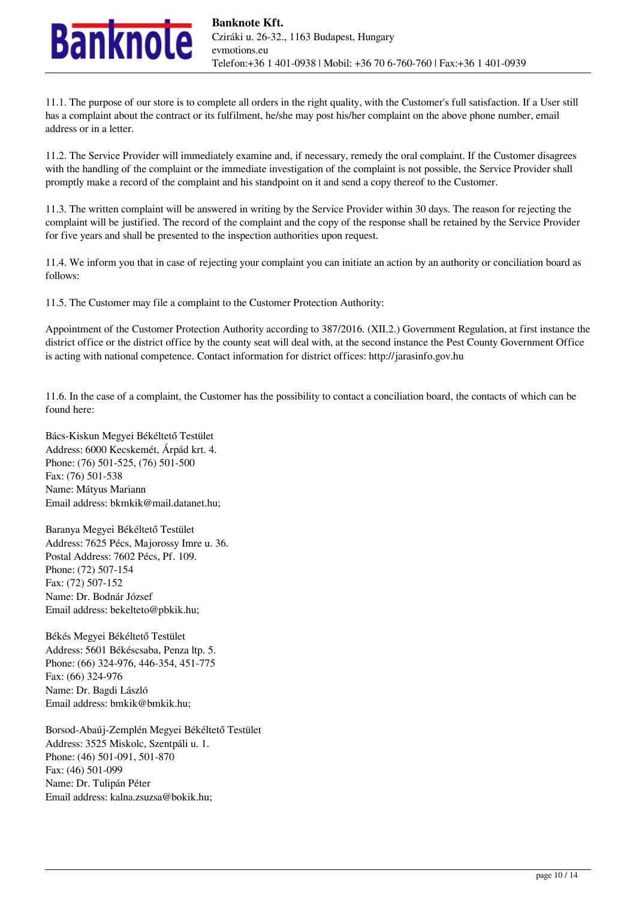11.1. The purpose of our store is to complete all orders in the right quality, with the Customer's full satisfaction. If a User still has a complaint about the contract or its fulfilment, he/she may post his/her complaint on the above phone number, email address or in a letter.

11.2. The Service Provider will immediately examine and, if necessary, remedy the oral complaint. If the Customer disagrees with the handling of the complaint or the immediate investigation of the complaint is not possible, the Service Provider shall promptly make a record of the complaint and his standpoint on it and send a copy thereof to the Customer.

11.3. The written complaint will be answered in writing by the Service Provider within 30 days. The reason for rejecting the complaint will be justified. The record of the complaint and the copy of the response shall be retained by the Service Provider for five years and shall be presented to the inspection authorities upon request.

11.4. We inform you that in case of rejecting your complaint you can initiate an action by an authority or conciliation board as follows:

11.5. The Customer may file a complaint to the Customer Protection Authority:

Appointment of the Customer Protection Authority according to 387/2016. (XII.2.) Government Regulation, at first instance the district office or the district office by the county seat will deal with, at the second instance the Pest County Government Office is acting with national competence. Contact information for district offices: http://jarasinfo.gov.hu

11.6. In the case of a complaint, the Customer has the possibility to contact a conciliation board, the contacts of which can be found here:

Bács-Kiskun Megyei Békéltető Testület  
Address: 6000 Kecskemét, Árpád krt. 4.  
Phone: (76) 501-525, (76) 501-500  
Fax: (76) 501-538  
Name: Mátyus Mariann  
Email address: bkmkik@mail.datanet.hu;

Baranya Megyei Békéltető Testület  
Address: 7625 Pécs, Majorossy Imre u. 36.  
Postal Address: 7602 Pécs, Pf. 109.  
Phone: (72) 507-154  
Fax: (72) 507-152  
Name: Dr. Bodnár József  
Email address: bekelteto@pbkik.hu;

Békés Megyei Békéltető Testület  
Address: 5601 Békéscsaba, Penza ltp. 5.  
Phone: (66) 324-976, 446-354, 451-775  
Fax: (66) 324-976  
Name: Dr. Bagdi László  
Email address: bmkik@bmkik.hu;

Borsod-Abaúj-Zemplén Megyei Békéltető Testület  
Address: 3525 Miskolc, Szentpáli u. 1.  
Phone: (46) 501-091, 501-870  
Fax: (46) 501-099  
Name: Dr. Tulipán Péter  
Email address: kalna.zsuzsa@bokik.hu;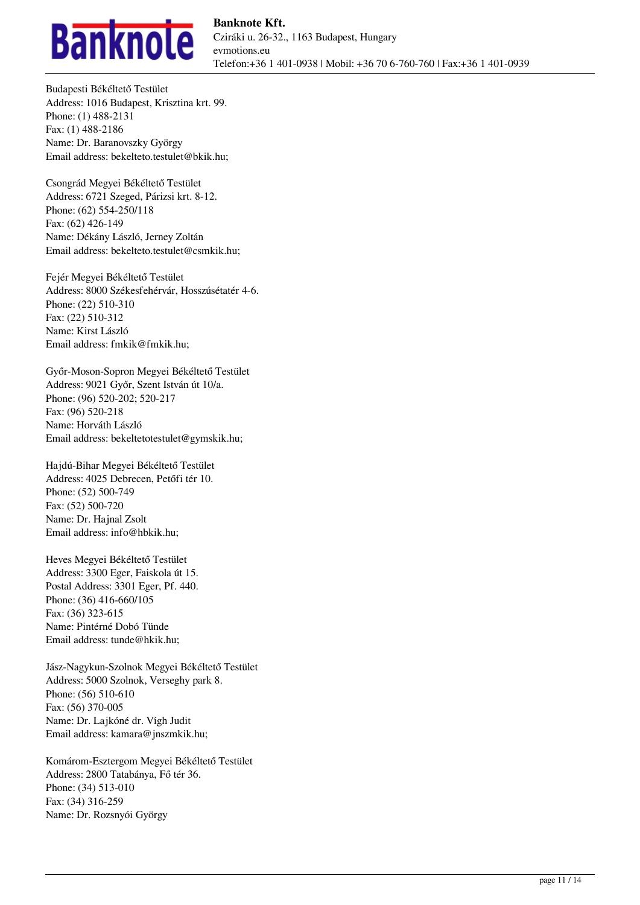Budapesti Békéltető Testület
Address: 1016 Budapest, Krisztina krt. 99.
Phone: (1) 488-2131
Fax: (1) 488-2186
Name: Dr. Baranovszky György
Email address: bekelteto.testulet@bkik.hu;

Csongrád Megyei Békéltető Testület
Address: 6721 Szeged, Párizsi krt. 8-12.
Phone: (62) 554-250/118
Fax: (62) 426-149
Name: Dékány László, Jerney Zoltán
Email address: bekelteto.testulet@csmkik.hu;

Fejér Megyei Békéltető Testület
Address: 8000 Székesfehérvár, Hosszúsétatér 4-6.
Phone: (22) 510-310
Fax: (22) 510-312
Name: Kirst László
Email address: fmkik@fmkik.hu;

Győr-Moson-Sopron Megyei Békéltető Testület
Address: 9021 Győr, Szent István út 10/a.
Phone: (96) 520-202; 520-217
Fax: (96) 520-218
Name: Horváth László
Email address: bekeltetotestulet@gymskik.hu;

Hajdú-Bihar Megyei Békéltető Testület
Address: 4025 Debrecen, Petőfi tér 10.
Phone: (52) 500-749
Fax: (52) 500-720
Name: Dr. Hajnal Zsolt
Email address: info@hbkik.hu;

Heves Megyei Békéltető Testület
Address: 3300 Eger, Faiskola út 15.
Postal Address: 3301 Eger, Pf. 440.
Phone: (36) 416-660/105
Fax: (36) 323-615
Name: Pintérné Dobó Tünde
Email address: tunde@hkik.hu;

Jász-Nagykun-Szolnok Megyei Békéltető Testület
Address: 5000 Szolnok, Verseghy park 8.
Phone: (56) 510-610
Fax: (56) 370-005
Name: Dr. Lajkóné dr. Vígh Judit
Email address: kamara@jnszmkik.hu;

Komárom-Esztergom Megyei Békéltető Testület
Address: 2800 Tatabánya, Fő tér 36.
Phone: (34) 513-010
Fax: (34) 316-259
Name: Dr. Rozsnyói György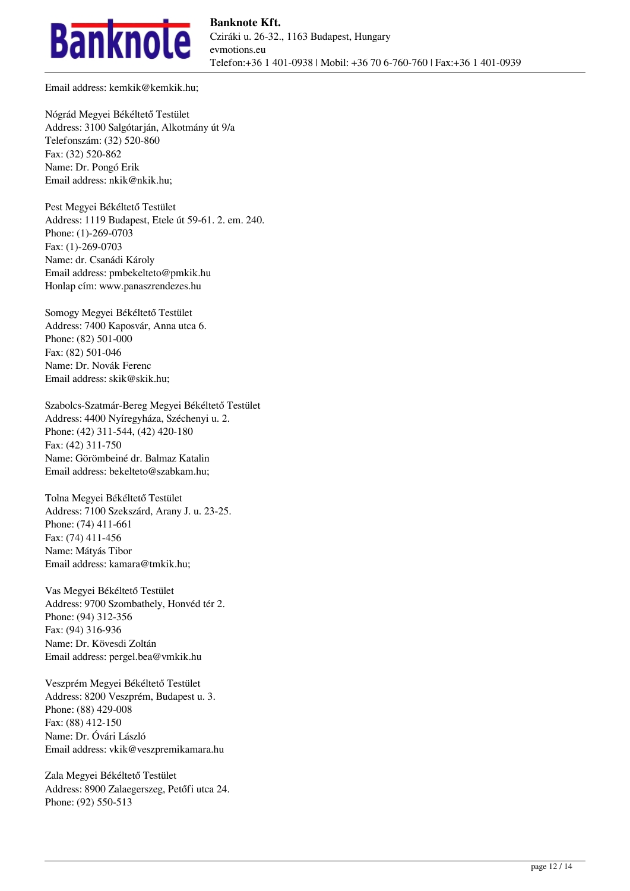Email address: kemkik@kemkik.hu;

Nógrád Megyei Békéltető Testület
Address: 3100 Salgótarján, Alkotmány út 9/a
Telefonszám: (32) 520-860
Fax: (32) 520-862
Name: Dr. Pongó Erik
Email address: nkik@nkik.hu;

Pest Megyei Békéltető Testület
Address: 1119 Budapest, Etele út 59-61. 2. em. 240.
Phone: (1)-269-0703
Fax: (1)-269-0703
Name: dr. Csanádi Károly
Email address: pmbekelteto@pmkik.hu
Honlap cím: www.panaszrendezes.hu

Somogy Megyei Békéltető Testület
Address: 7400 Kaposvár, Anna utca 6.
Phone: (82) 501-000
Fax: (82) 501-046
Name: Dr. Novák Ferenc
Email address: skik@skik.hu;

Szabolcs-Szatmár-Bereg Megyei Békéltető Testület
Address: 4400 Nyíregyháza, Széchenyi u. 2.
Phone: (42) 311-544, (42) 420-180
Fax: (42) 311-750
Name: Görömbeiné dr. Balmaz Katalin
Email address: bekelteto@szabkam.hu;

Tolna Megyei Békéltető Testület
Address: 7100 Szekszárd, Arany J. u. 23-25.
Phone: (74) 411-661
Fax: (74) 411-456
Name: Mátyás Tibor
Email address: kamara@tmkik.hu;

Vas Megyei Békéltető Testület
Address: 9700 Szombathely, Honvéd tér 2.
Phone: (94) 312-356
Fax: (94) 316-936
Name: Dr. Kövesdi Zoltán
Email address: pergel.bea@vmkik.hu

Veszprém Megyei Békéltető Testület
Address: 8200 Veszprém, Budapest u. 3.
Phone: (88) 429-008
Fax: (88) 412-150
Name: Dr. Óvári László
Email address: vkik@veszpremikamara.hu

Zala Megyei Békéltető Testület
Address: 8900 Zalaegerszeg, Petőfi utca 24.
Phone: (92) 550-513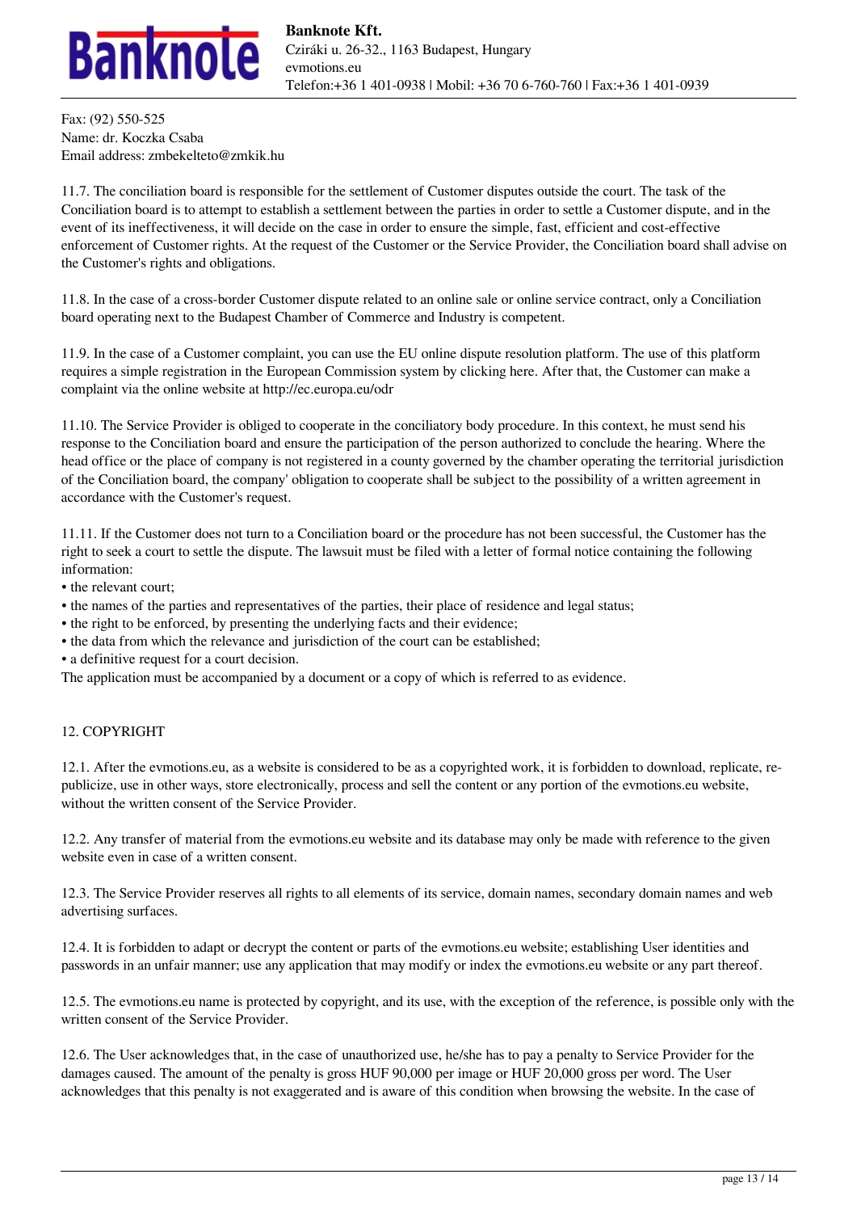Fax: (92) 550-525
Name: dr. Koczka Csaba
Email address: zmbekelteto@zmkik.hu

11.7. The conciliation board is responsible for the settlement of Customer disputes outside the court. The task of the Conciliation board is to attempt to establish a settlement between the parties in order to settle a Customer dispute, and in the event of its ineffectiveness, it will decide on the case in order to ensure the simple, fast, efficient and cost-effective enforcement of Customer rights. At the request of the Customer or the Service Provider, the Conciliation board shall advise on the Customer's rights and obligations.

11.8. In the case of a cross-border Customer dispute related to an online sale or online service contract, only a Conciliation board operating next to the Budapest Chamber of Commerce and Industry is competent.

11.9. In the case of a Customer complaint, you can use the EU online dispute resolution platform. The use of this platform requires a simple registration in the European Commission system by clicking here. After that, the Customer can make a complaint via the online website at http://ec.europa.eu/odr

11.10. The Service Provider is obliged to cooperate in the conciliatory body procedure. In this context, he must send his response to the Conciliation board and ensure the participation of the person authorized to conclude the hearing. Where the head office or the place of company is not registered in a county governed by the chamber operating the territorial jurisdiction of the Conciliation board, the company' obligation to cooperate shall be subject to the possibility of a written agreement in accordance with the Customer's request.

11.11. If the Customer does not turn to a Conciliation board or the procedure has not been successful, the Customer has the right to seek a court to settle the dispute. The lawsuit must be filed with a letter of formal notice containing the following information:

- the relevant court;
- the names of the parties and representatives of the parties, their place of residence and legal status;
- the right to be enforced, by presenting the underlying facts and their evidence;
- the data from which the relevance and jurisdiction of the court can be established;
- a definitive request for a court decision.

The application must be accompanied by a document or a copy of which is referred to as evidence.

## 12. COPYRIGHT

12.1. After the evmotions.eu, as a website is considered to be as a copyrighted work, it is forbidden to download, replicate, re-publicize, use in other ways, store electronically, process and sell the content or any portion of the evmotions.eu website, without the written consent of the Service Provider.

12.2. Any transfer of material from the evmotions.eu website and its database may only be made with reference to the given website even in case of a written consent.

12.3. The Service Provider reserves all rights to all elements of its service, domain names, secondary domain names and web advertising surfaces.

12.4. It is forbidden to adapt or decrypt the content or parts of the evmotions.eu website; establishing User identities and passwords in an unfair manner; use any application that may modify or index the evmotions.eu website or any part thereof.

12.5. The evmotions.eu name is protected by copyright, and its use, with the exception of the reference, is possible only with the written consent of the Service Provider.

12.6. The User acknowledges that, in the case of unauthorized use, he/she has to pay a penalty to Service Provider for the damages caused. The amount of the penalty is gross HUF 90,000 per image or HUF 20,000 gross per word. The User acknowledges that this penalty is not exaggerated and is aware of this condition when browsing the website. In the case of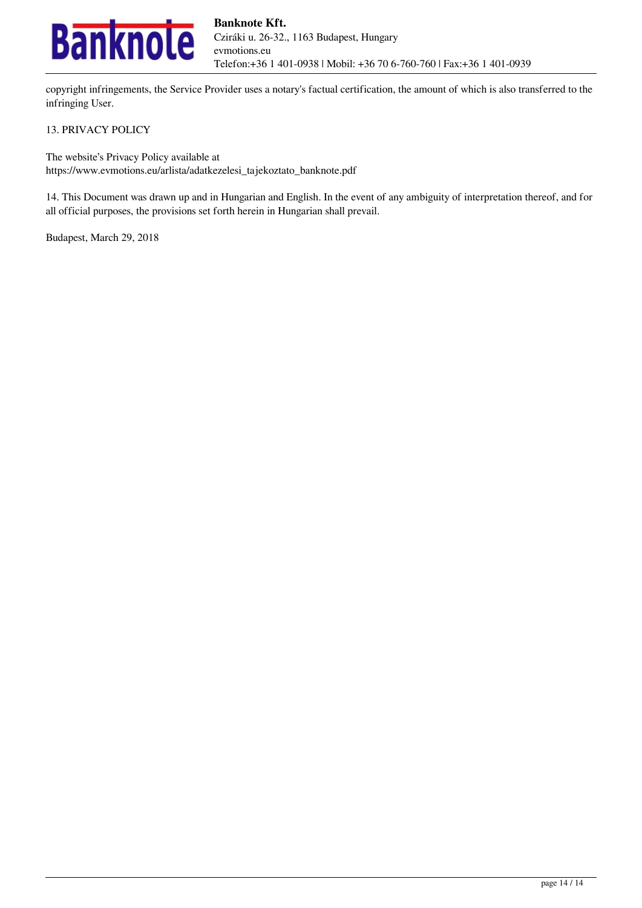copyright infringements, the Service Provider uses a notary's factual certification, the amount of which is also transferred to the infringing User.

## 13. PRIVACY POLICY

The website's Privacy Policy available at https://www.evmotions.eu/arlista/adatkezelesi_tajekoztato_banknote.pdf

14. This Document was drawn up and in Hungarian and English. In the event of any ambiguity of interpretation thereof, and for all official purposes, the provisions set forth herein in Hungarian shall prevail.

Budapest, March 29, 2018